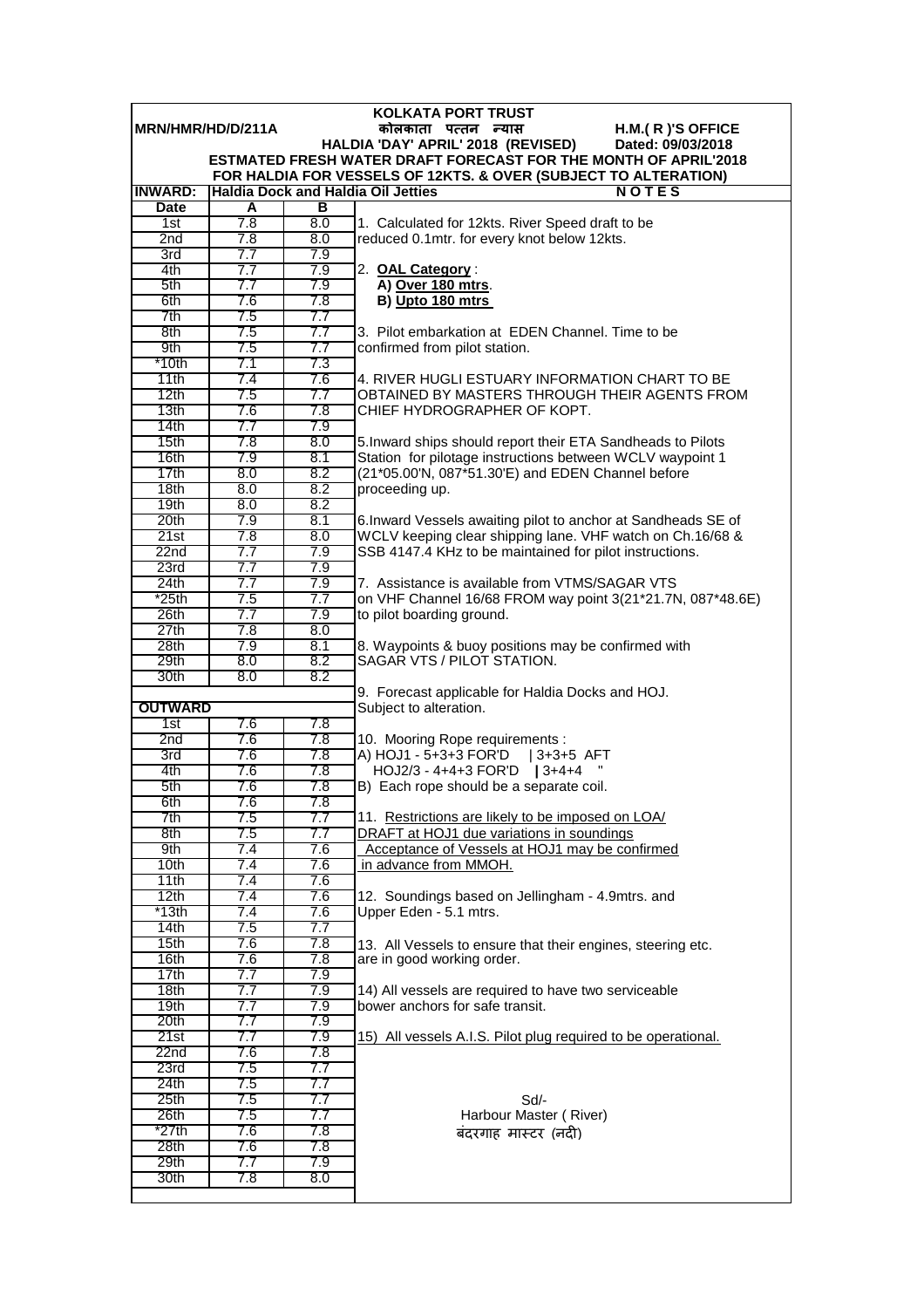# KOLKATA PORT TRUST

MRN/HMR/HD/D/211A — कोलकाता पत्तन न्यास — H.M.( R )'S OFFICE

HALDIA 'DAY' APRIL' 2018 (REVISED) — Dated: 09/03/2018

**ESTMATED FRESH WATER DRAFT FORECAST FOR THE MONTH OF APRIL'2018**

**FOR HALDIA FOR VESSELS OF 12KTS. & OVER (SUBJECT TO ALTERATION)**

**INWARD: Haldia Dock and Haldia Oil Jetties**

| Date | A | B |
|---|---|---|
| 1st | 7.8 | 8.0 |
| 2nd | 7.8 | 8.0 |
| 3rd | 7.7 | 7.9 |
| 4th | 7.7 | 7.9 |
| 5th | 7.7 | 7.9 |
| 6th | 7.6 | 7.8 |
| 7th | 7.5 | 7.7 |
| 8th | 7.5 | 7.7 |
| 9th | 7.5 | 7.7 |
| *10th | 7.1 | 7.3 |
| 11th | 7.4 | 7.6 |
| 12th | 7.5 | 7.7 |
| 13th | 7.6 | 7.8 |
| 14th | 7.7 | 7.9 |
| 15th | 7.8 | 8.0 |
| 16th | 7.9 | 8.1 |
| 17th | 8.0 | 8.2 |
| 18th | 8.0 | 8.2 |
| 19th | 8.0 | 8.2 |
| 20th | 7.9 | 8.1 |
| 21st | 7.8 | 8.0 |
| 22nd | 7.7 | 7.9 |
| 23rd | 7.7 | 7.9 |
| 24th | 7.7 | 7.9 |
| *25th | 7.5 | 7.7 |
| 26th | 7.7 | 7.9 |
| 27th | 7.8 | 8.0 |
| 28th | 7.9 | 8.1 |
| 29th | 8.0 | 8.2 |
| 30th | 8.0 | 8.2 |

**OUTWARD**

| Date | A | B |
|---|---|---|
| 1st | 7.6 | 7.8 |
| 2nd | 7.6 | 7.8 |
| 3rd | 7.6 | 7.8 |
| 4th | 7.6 | 7.8 |
| 5th | 7.6 | 7.8 |
| 6th | 7.6 | 7.8 |
| 7th | 7.5 | 7.7 |
| 8th | 7.5 | 7.7 |
| 9th | 7.4 | 7.6 |
| 10th | 7.4 | 7.6 |
| 11th | 7.4 | 7.6 |
| 12th | 7.4 | 7.6 |
| *13th | 7.4 | 7.6 |
| 14th | 7.5 | 7.7 |
| 15th | 7.6 | 7.8 |
| 16th | 7.6 | 7.8 |
| 17th | 7.7 | 7.9 |
| 18th | 7.7 | 7.9 |
| 19th | 7.7 | 7.9 |
| 20th | 7.7 | 7.9 |
| 21st | 7.7 | 7.9 |
| 22nd | 7.6 | 7.8 |
| 23rd | 7.5 | 7.7 |
| 24th | 7.5 | 7.7 |
| 25th | 7.5 | 7.7 |
| 26th | 7.5 | 7.7 |
| *27th | 7.6 | 7.8 |
| 28th | 7.6 | 7.8 |
| 29th | 7.7 | 7.9 |
| 30th | 7.8 | 8.0 |

**N O T E S**

1. Calculated for 12kts. River Speed draft to be reduced 0.1mtr. for every knot below 12kts.

2. **OAL Category** :
   **A) Over 180 mtrs**.
   **B) Upto 180 mtrs**

3. Pilot embarkation at EDEN Channel. Time to be confirmed from pilot station.

4. RIVER HUGLI ESTUARY INFORMATION CHART TO BE OBTAINED BY MASTERS THROUGH THEIR AGENTS FROM CHIEF HYDROGRAPHER OF KOPT.

5. Inward ships should report their ETA Sandheads to Pilots Station for pilotage instructions between WCLV waypoint 1 (21*05.00'N, 087*51.30'E) and EDEN Channel before proceeding up.

6. Inward Vessels awaiting pilot to anchor at Sandheads SE of WCLV keeping clear shipping lane. VHF watch on Ch.16/68 & SSB 4147.4 KHz to be maintained for pilot instructions.

7. Assistance is available from VTMS/SAGAR VTS on VHF Channel 16/68 FROM way point 3(21*21.7N, 087*48.6E) to pilot boarding ground.

8. Waypoints & buoy positions may be confirmed with SAGAR VTS / PILOT STATION.

9. Forecast applicable for Haldia Docks and HOJ. Subject to alteration.

10. Mooring Rope requirements :
   A) HOJ1 - 5+3+3 FOR'D | 3+3+5 AFT
   HOJ2/3 - 4+4+3 FOR'D | 3+4+4 "
   B) Each rope should be a separate coil.

11. Restrictions are likely to be imposed on LOA/ DRAFT at HOJ1 due variations in soundings Acceptance of Vessels at HOJ1 may be confirmed in advance from MMOH.

12. Soundings based on Jellingham - 4.9mtrs. and Upper Eden - 5.1 mtrs.

13. All Vessels to ensure that their engines, steering etc. are in good working order.

14) All vessels are required to have two serviceable bower anchors for safe transit.

15) All vessels A.I.S. Pilot plug required to be operational.

Sd/-
Harbour Master ( River)
बंदरगाह मास्टर (नदी)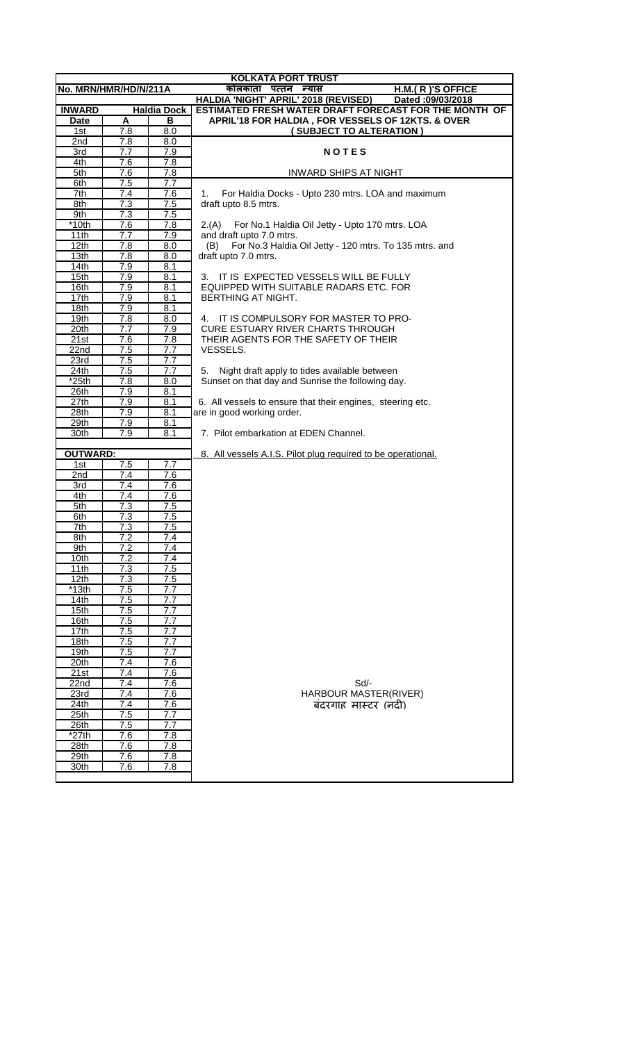# KOLKATA PORT TRUST

**No. MRN/HMR/HD/N/211A** कोलकाता पत्तन न्यास **H.M.( R )'S OFFICE**

**HALDIA 'NIGHT' APRIL' 2018 (REVISED)** **Dated :09/03/2018**

**ESTIMATED FRESH WATER DRAFT FORECAST FOR THE MONTH OF APRIL'18 FOR HALDIA , FOR VESSELS OF 12KTS. & OVER**

**( SUBJECT TO ALTERATION )**

| INWARD | Haldia Dock | |
|---|---|---|
| **Date** | **A** | **B** |
| 1st | 7.8 | 8.0 |
| 2nd | 7.8 | 8.0 |
| 3rd | 7.7 | 7.9 |
| 4th | 7.6 | 7.8 |
| 5th | 7.6 | 7.8 |
| 6th | 7.5 | 7.7 |
| 7th | 7.4 | 7.6 |
| 8th | 7.3 | 7.5 |
| 9th | 7.3 | 7.5 |
| *10th | 7.6 | 7.8 |
| 11th | 7.7 | 7.9 |
| 12th | 7.8 | 8.0 |
| 13th | 7.8 | 8.0 |
| 14th | 7.9 | 8.1 |
| 15th | 7.9 | 8.1 |
| 16th | 7.9 | 8.1 |
| 17th | 7.9 | 8.1 |
| 18th | 7.9 | 8.1 |
| 19th | 7.8 | 8.0 |
| 20th | 7.7 | 7.9 |
| 21st | 7.6 | 7.8 |
| 22nd | 7.5 | 7.7 |
| 23rd | 7.5 | 7.7 |
| 24th | 7.5 | 7.7 |
| *25th | 7.8 | 8.0 |
| 26th | 7.9 | 8.1 |
| 27th | 7.9 | 8.1 |
| 28th | 7.9 | 8.1 |
| 29th | 7.9 | 8.1 |
| 30th | 7.9 | 8.1 |
| | | |
| **OUTWARD:** | | |
| 1st | 7.5 | 7.7 |
| 2nd | 7.4 | 7.6 |
| 3rd | 7.4 | 7.6 |
| 4th | 7.4 | 7.6 |
| 5th | 7.3 | 7.5 |
| 6th | 7.3 | 7.5 |
| 7th | 7.3 | 7.5 |
| 8th | 7.2 | 7.4 |
| 9th | 7.2 | 7.4 |
| 10th | 7.2 | 7.4 |
| 11th | 7.3 | 7.5 |
| 12th | 7.3 | 7.5 |
| *13th | 7.5 | 7.7 |
| 14th | 7.5 | 7.7 |
| 15th | 7.5 | 7.7 |
| 16th | 7.5 | 7.7 |
| 17th | 7.5 | 7.7 |
| 18th | 7.5 | 7.7 |
| 19th | 7.5 | 7.7 |
| 20th | 7.4 | 7.6 |
| 21st | 7.4 | 7.6 |
| 22nd | 7.4 | 7.6 |
| 23rd | 7.4 | 7.6 |
| 24th | 7.4 | 7.6 |
| 25th | 7.5 | 7.7 |
| 26th | 7.5 | 7.7 |
| *27th | 7.6 | 7.8 |
| 28th | 7.6 | 7.8 |
| 29th | 7.6 | 7.8 |
| 30th | 7.6 | 7.8 |

**N O T E S**

INWARD SHIPS AT NIGHT

1. For Haldia Docks - Upto 230 mtrs. LOA and maximum draft upto 8.5 mtrs.

2.(A) For No.1 Haldia Oil Jetty - Upto 170 mtrs. LOA and draft upto 7.0 mtrs.
(B) For No.3 Haldia Oil Jetty - 120 mtrs. To 135 mtrs. and draft upto 7.0 mtrs.

3. IT IS EXPECTED VESSELS WILL BE FULLY EQUIPPED WITH SUITABLE RADARS ETC. FOR BERTHING AT NIGHT.

4. IT IS COMPULSORY FOR MASTER TO PRO-CURE ESTUARY RIVER CHARTS THROUGH THEIR AGENTS FOR THE SAFETY OF THEIR VESSELS.

5. Night draft apply to tides available between Sunset on that day and Sunrise the following day.

6. All vessels to ensure that their engines, steering etc. are in good working order.

7. Pilot embarkation at EDEN Channel.

8. All vessels A.I.S. Pilot plug required to be operational.

Sd/-
HARBOUR MASTER(RIVER)
बंदरगाह मास्टर (नदी)